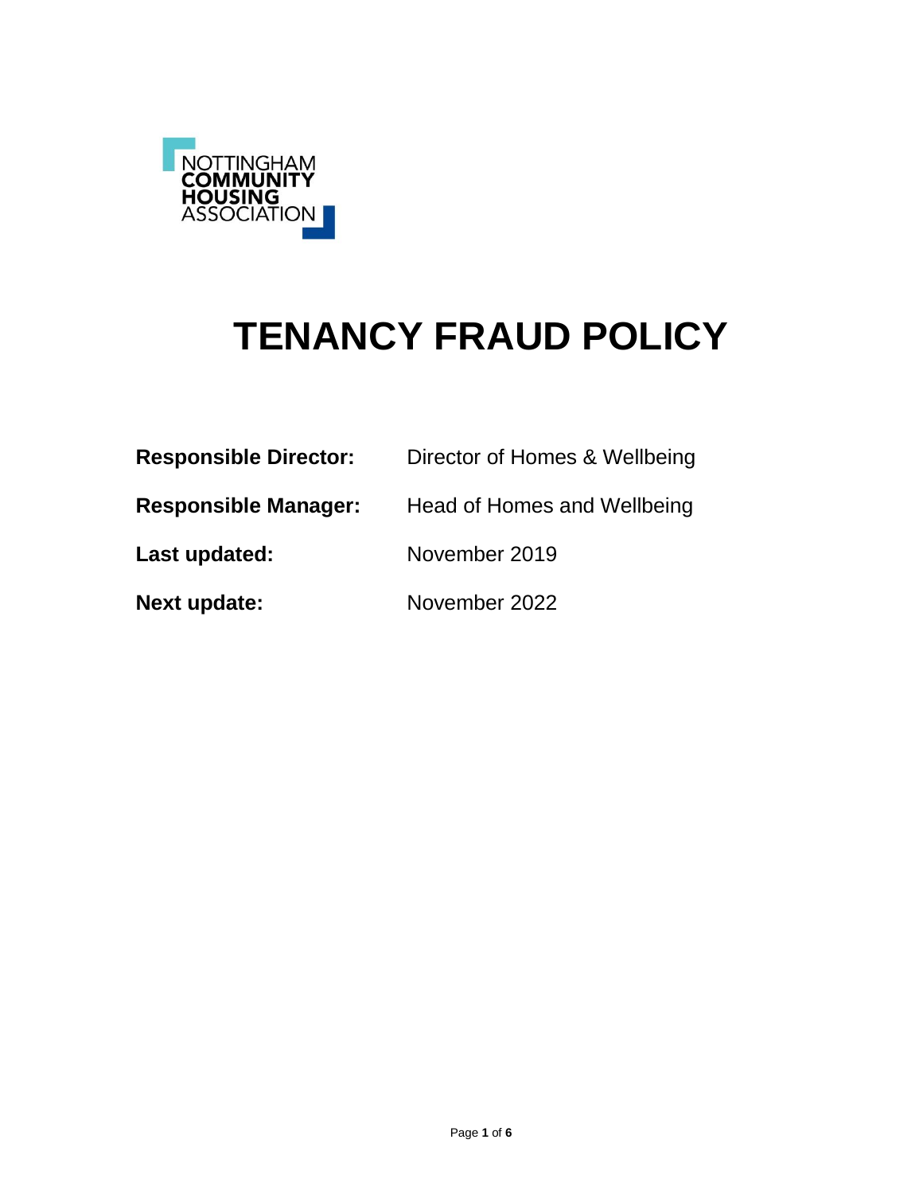NOTTINGHAM
**COMMUNITY**
**HOUSING**
ASSOCIATION

# TENANCY FRAUD POLICY

**Responsible Director:** Director of Homes & Wellbeing

**Responsible Manager:** Head of Homes and Wellbeing

**Last updated:** November 2019

**Next update:** November 2022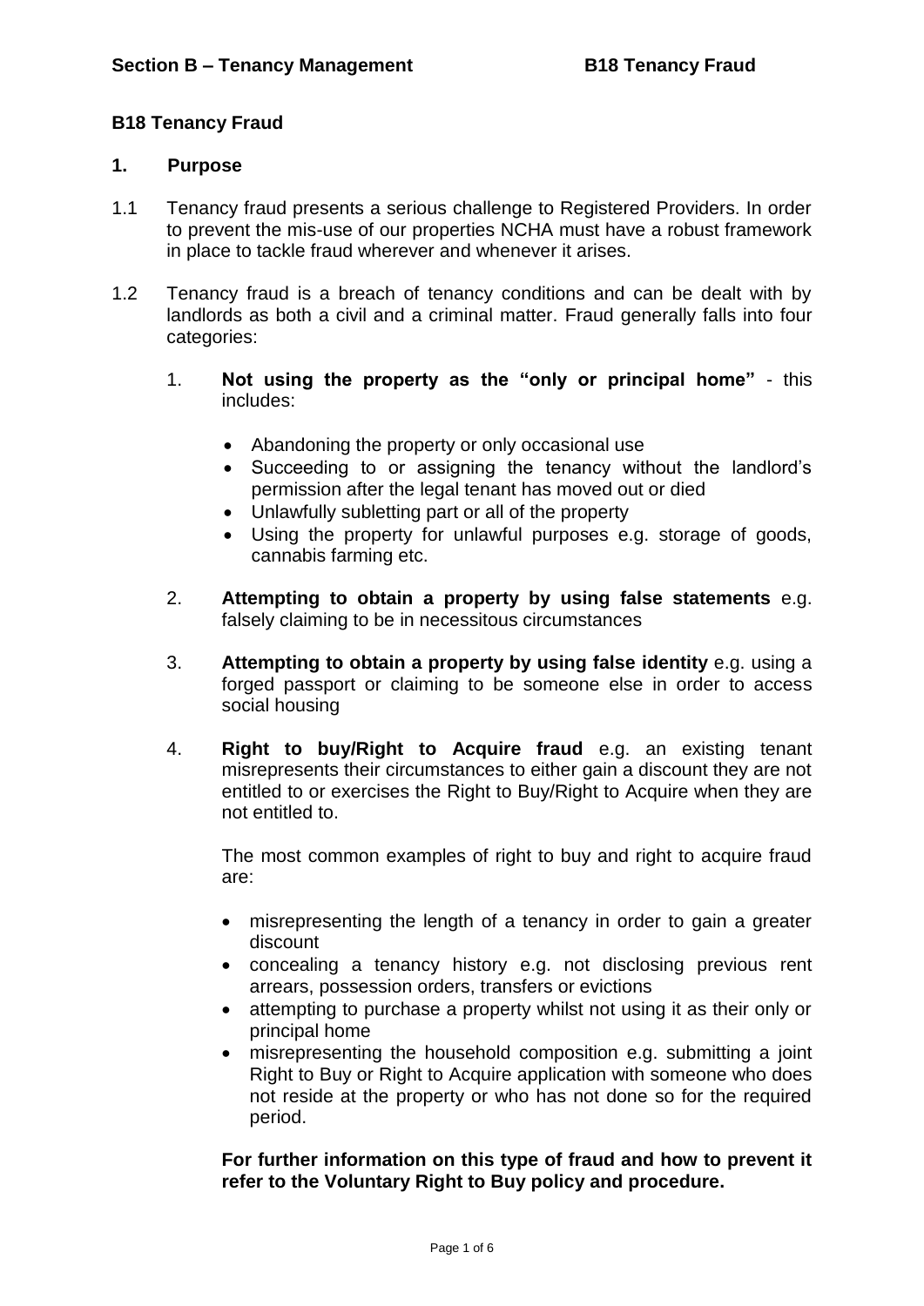# B18 Tenancy Fraud

## 1. Purpose

1.1 Tenancy fraud presents a serious challenge to Registered Providers. In order to prevent the mis-use of our properties NCHA must have a robust framework in place to tackle fraud wherever and whenever it arises.

1.2 Tenancy fraud is a breach of tenancy conditions and can be dealt with by landlords as both a civil and a criminal matter. Fraud generally falls into four categories:

1. **Not using the property as the "only or principal home"** - this includes:
   - Abandoning the property or only occasional use
   - Succeeding to or assigning the tenancy without the landlord's permission after the legal tenant has moved out or died
   - Unlawfully subletting part or all of the property
   - Using the property for unlawful purposes e.g. storage of goods, cannabis farming etc.

2. **Attempting to obtain a property by using false statements** e.g. falsely claiming to be in necessitous circumstances

3. **Attempting to obtain a property by using false identity** e.g. using a forged passport or claiming to be someone else in order to access social housing

4. **Right to buy/Right to Acquire fraud** e.g. an existing tenant misrepresents their circumstances to either gain a discount they are not entitled to or exercises the Right to Buy/Right to Acquire when they are not entitled to.

   The most common examples of right to buy and right to acquire fraud are:

   - misrepresenting the length of a tenancy in order to gain a greater discount
   - concealing a tenancy history e.g. not disclosing previous rent arrears, possession orders, transfers or evictions
   - attempting to purchase a property whilst not using it as their only or principal home
   - misrepresenting the household composition e.g. submitting a joint Right to Buy or Right to Acquire application with someone who does not reside at the property or who has not done so for the required period.

   **For further information on this type of fraud and how to prevent it refer to the Voluntary Right to Buy policy and procedure.**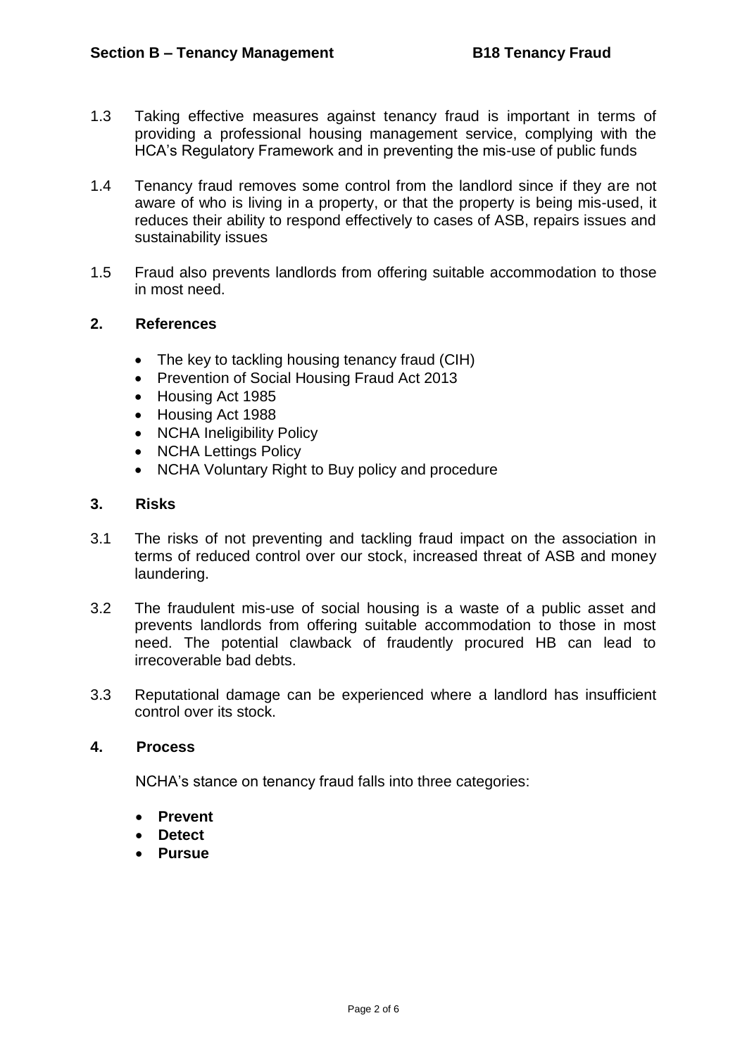1.3 Taking effective measures against tenancy fraud is important in terms of providing a professional housing management service, complying with the HCA's Regulatory Framework and in preventing the mis-use of public funds

1.4 Tenancy fraud removes some control from the landlord since if they are not aware of who is living in a property, or that the property is being mis-used, it reduces their ability to respond effectively to cases of ASB, repairs issues and sustainability issues

1.5 Fraud also prevents landlords from offering suitable accommodation to those in most need.

## 2. References

- The key to tackling housing tenancy fraud (CIH)
- Prevention of Social Housing Fraud Act 2013
- Housing Act 1985
- Housing Act 1988
- NCHA Ineligibility Policy
- NCHA Lettings Policy
- NCHA Voluntary Right to Buy policy and procedure

## 3. Risks

3.1 The risks of not preventing and tackling fraud impact on the association in terms of reduced control over our stock, increased threat of ASB and money laundering.

3.2 The fraudulent mis-use of social housing is a waste of a public asset and prevents landlords from offering suitable accommodation to those in most need. The potential clawback of fraudently procured HB can lead to irrecoverable bad debts.

3.3 Reputational damage can be experienced where a landlord has insufficient control over its stock.

## 4. Process

NCHA's stance on tenancy fraud falls into three categories:

- **Prevent**
- **Detect**
- **Pursue**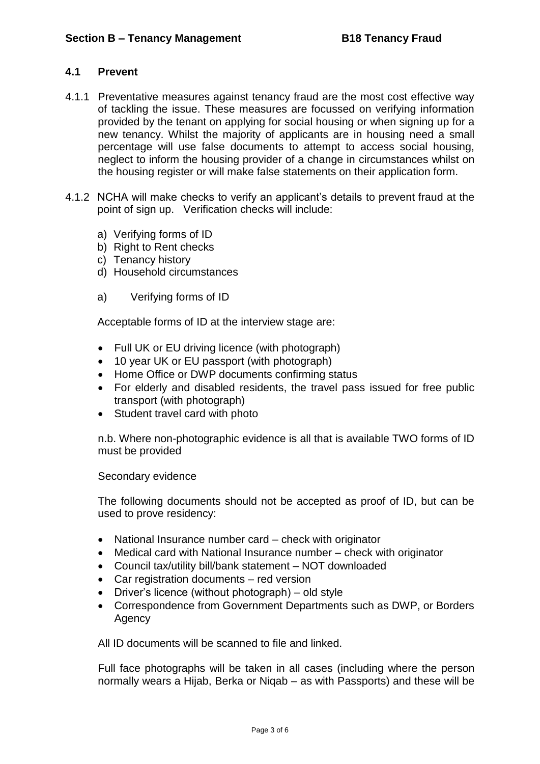### 4.1 Prevent

4.1.1 Preventative measures against tenancy fraud are the most cost effective way of tackling the issue. These measures are focussed on verifying information provided by the tenant on applying for social housing or when signing up for a new tenancy. Whilst the majority of applicants are in housing need a small percentage will use false documents to attempt to access social housing, neglect to inform the housing provider of a change in circumstances whilst on the housing register or will make false statements on their application form.

4.1.2 NCHA will make checks to verify an applicant's details to prevent fraud at the point of sign up. Verification checks will include:

a) Verifying forms of ID
b) Right to Rent checks
c) Tenancy history
d) Household circumstances

a) Verifying forms of ID

Acceptable forms of ID at the interview stage are:

- Full UK or EU driving licence (with photograph)
- 10 year UK or EU passport (with photograph)
- Home Office or DWP documents confirming status
- For elderly and disabled residents, the travel pass issued for free public transport (with photograph)
- Student travel card with photo

n.b. Where non-photographic evidence is all that is available TWO forms of ID must be provided

Secondary evidence

The following documents should not be accepted as proof of ID, but can be used to prove residency:

- National Insurance number card – check with originator
- Medical card with National Insurance number – check with originator
- Council tax/utility bill/bank statement – NOT downloaded
- Car registration documents – red version
- Driver's licence (without photograph) – old style
- Correspondence from Government Departments such as DWP, or Borders Agency

All ID documents will be scanned to file and linked.

Full face photographs will be taken in all cases (including where the person normally wears a Hijab, Berka or Niqab – as with Passports) and these will be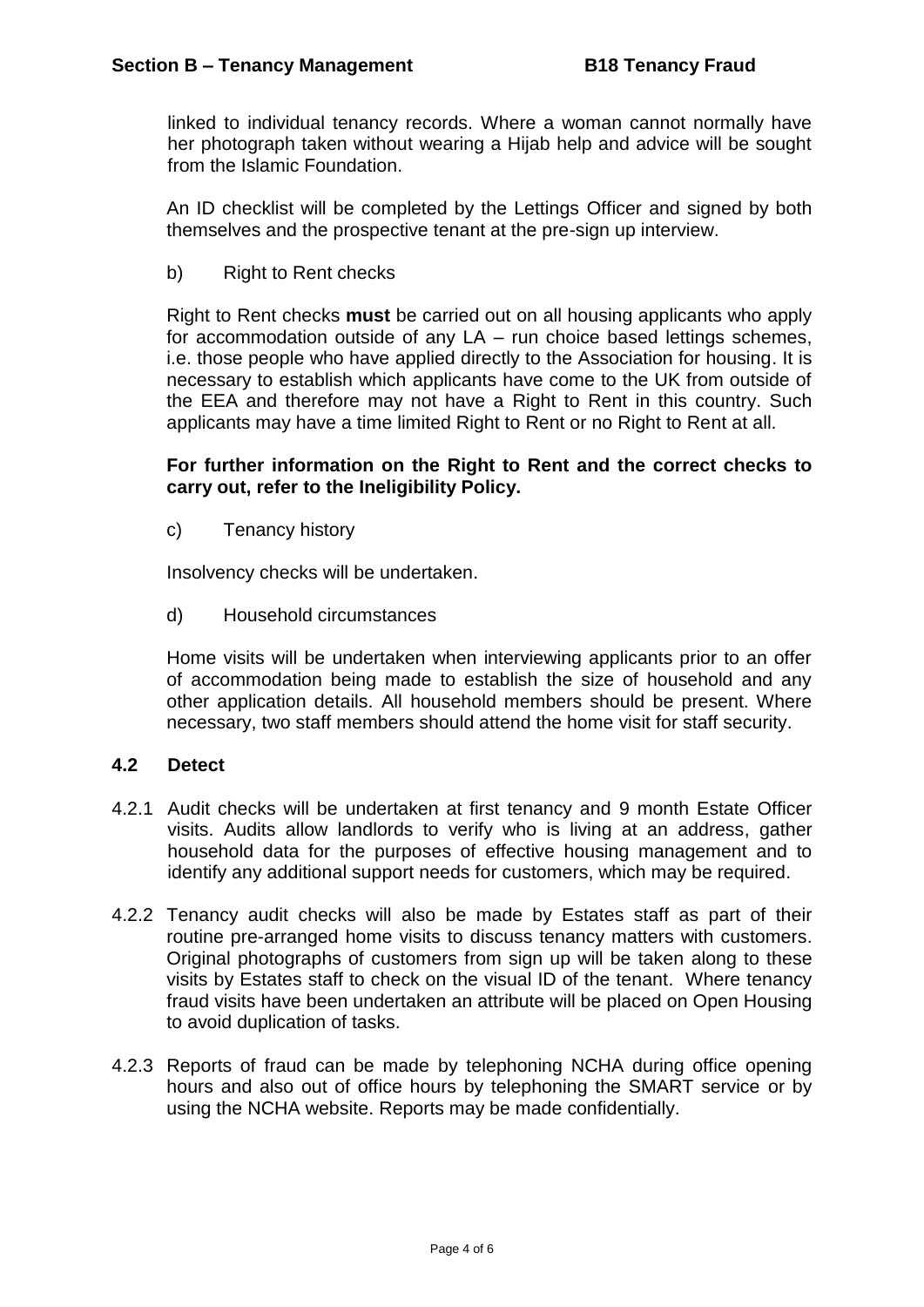linked to individual tenancy records. Where a woman cannot normally have her photograph taken without wearing a Hijab help and advice will be sought from the Islamic Foundation.

An ID checklist will be completed by the Lettings Officer and signed by both themselves and the prospective tenant at the pre-sign up interview.

b) Right to Rent checks

Right to Rent checks **must** be carried out on all housing applicants who apply for accommodation outside of any LA – run choice based lettings schemes, i.e. those people who have applied directly to the Association for housing. It is necessary to establish which applicants have come to the UK from outside of the EEA and therefore may not have a Right to Rent in this country. Such applicants may have a time limited Right to Rent or no Right to Rent at all.

**For further information on the Right to Rent and the correct checks to carry out, refer to the Ineligibility Policy.**

c) Tenancy history

Insolvency checks will be undertaken.

d) Household circumstances

Home visits will be undertaken when interviewing applicants prior to an offer of accommodation being made to establish the size of household and any other application details. All household members should be present. Where necessary, two staff members should attend the home visit for staff security.

### 4.2 Detect

4.2.1 Audit checks will be undertaken at first tenancy and 9 month Estate Officer visits. Audits allow landlords to verify who is living at an address, gather household data for the purposes of effective housing management and to identify any additional support needs for customers, which may be required.

4.2.2 Tenancy audit checks will also be made by Estates staff as part of their routine pre-arranged home visits to discuss tenancy matters with customers. Original photographs of customers from sign up will be taken along to these visits by Estates staff to check on the visual ID of the tenant. Where tenancy fraud visits have been undertaken an attribute will be placed on Open Housing to avoid duplication of tasks.

4.2.3 Reports of fraud can be made by telephoning NCHA during office opening hours and also out of office hours by telephoning the SMART service or by using the NCHA website. Reports may be made confidentially.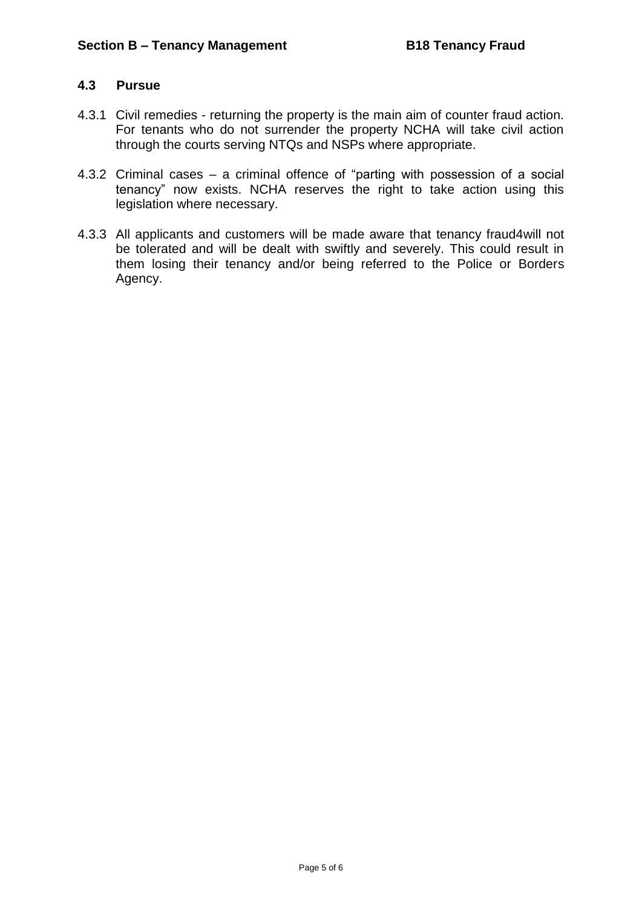### 4.3 Pursue

4.3.1 Civil remedies - returning the property is the main aim of counter fraud action. For tenants who do not surrender the property NCHA will take civil action through the courts serving NTQs and NSPs where appropriate.

4.3.2 Criminal cases – a criminal offence of "parting with possession of a social tenancy" now exists. NCHA reserves the right to take action using this legislation where necessary.

4.3.3 All applicants and customers will be made aware that tenancy fraud4will not be tolerated and will be dealt with swiftly and severely. This could result in them losing their tenancy and/or being referred to the Police or Borders Agency.